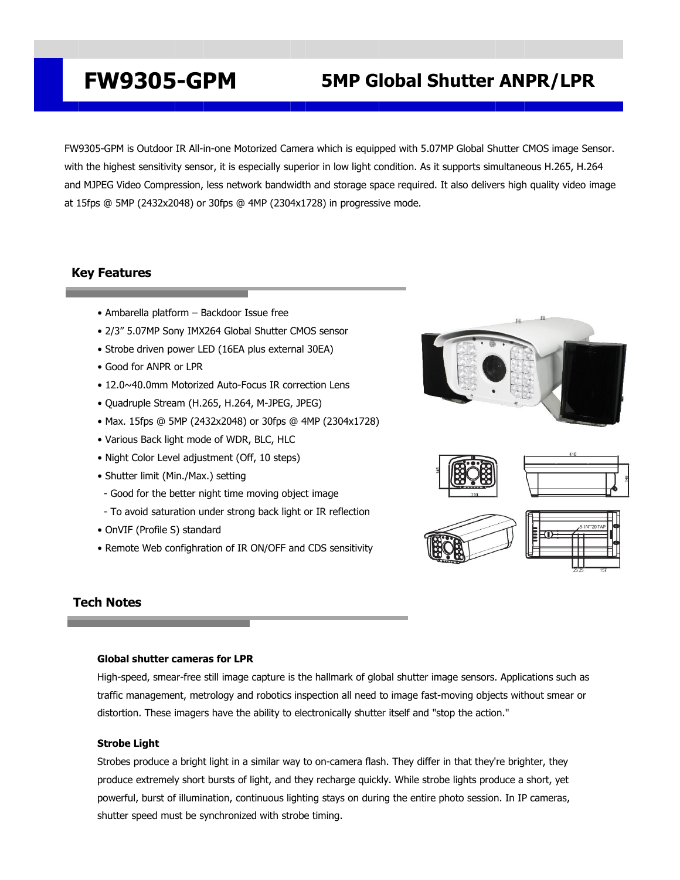# FW9305-GPM

## 5MP Global Shutter ANPR/LPR

FW9305-GPM is Outdoor IR All-in-one Motorized Camera which is equipped with 5.07MP Global Shutter CMOS image Sensor. with the highest sensitivity sensor, it is especially superior in low light condition. As it supports simultaneous H.265, H.264 and MJPEG Video Compression, less network bandwidth and storage space required. It also delivers high quality video image at 15fps @ 5MP (2432x2048) or 30fps @ 4MP (2304x1728) in progressive mode.

## Key Features

- Ambarella platform – Backdoor Issue free
- 2/3" 5.07MP Sony IMX264 Global Shutter CMOS sensor
- Strobe driven power LED (16EA plus external 30EA)
- Good for ANPR or LPR
- 12.0~40.0mm Motorized Auto-Focus IR correction Lens
- Quadruple Stream (H.265, H.264, M-JPEG, JPEG)
- Max. 15fps @ 5MP (2432x2048) or 30fps @ 4MP (2304x1728)
- Various Back light mode of WDR, BLC, HLC
- Night Color Level adjustment (Off, 10 steps)
- Shutter limit (Min./Max.) setting
  - Good for the better night time moving object image
  - To avoid saturation under strong back light or IR reflection
- OnVIF (Profile S) standard
- Remote Web confighration of IR ON/OFF and CDS sensitivity

## Tech Notes

### Global shutter cameras for LPR

High-speed, smear-free still image capture is the hallmark of global shutter image sensors. Applications such as traffic management, metrology and robotics inspection all need to image fast-moving objects without smear or distortion. These imagers have the ability to electronically shutter itself and "stop the action."

### Strobe Light

Strobes produce a bright light in a similar way to on-camera flash. They differ in that they're brighter, they produce extremely short bursts of light, and they recharge quickly. While strobe lights produce a short, yet powerful, burst of illumination, continuous lighting stays on during the entire photo session. In IP cameras, shutter speed must be synchronized with strobe timing.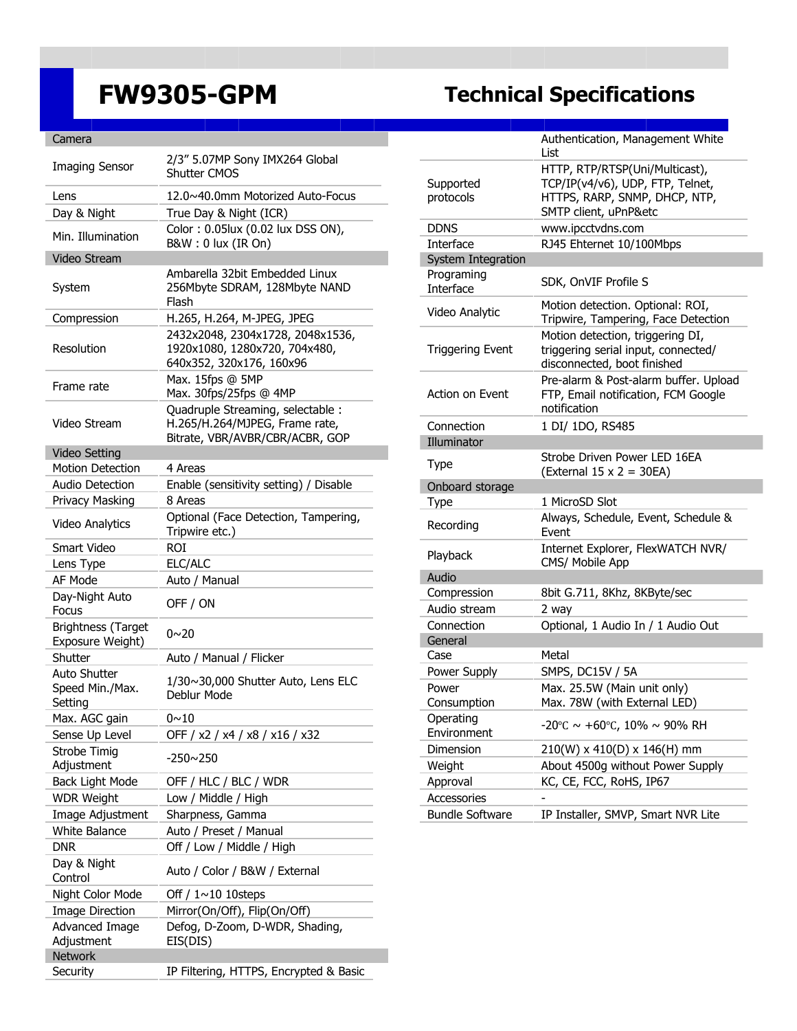# FW9305-GPM

## Technical Specifications

| | |
|---|---|
| **Camera** | |
| Imaging Sensor | 2/3" 5.07MP Sony IMX264 Global Shutter CMOS |
| Lens | 12.0~40.0mm Motorized Auto-Focus |
| Day & Night | True Day & Night (ICR) |
| Min. Illumination | Color : 0.05lux (0.02 lux DSS ON), B&W : 0 lux (IR On) |
| **Video Stream** | |
| System | Ambarella 32bit Embedded Linux 256Mbyte SDRAM, 128Mbyte NAND Flash |
| Compression | H.265, H.264, M-JPEG, JPEG |
| Resolution | 2432x2048, 2304x1728, 2048x1536, 1920x1080, 1280x720, 704x480, 640x352, 320x176, 160x96 |
| Frame rate | Max. 15fps @ 5MP<br>Max. 30fps/25fps @ 4MP |
| Video Stream | Quadruple Streaming, selectable : H.265/H.264/MJPEG, Frame rate, Bitrate, VBR/AVBR/CBR/ACBR, GOP |
| **Video Setting** | |
| Motion Detection | 4 Areas |
| Audio Detection | Enable (sensitivity setting) / Disable |
| Privacy Masking | 8 Areas |
| Video Analytics | Optional (Face Detection, Tampering, Tripwire etc.) |
| Smart Video | ROI |
| Lens Type | ELC/ALC |
| AF Mode | Auto / Manual |
| Day-Night Auto Focus | OFF / ON |
| Brightness (Target Exposure Weight) | 0~20 |
| Shutter | Auto / Manual / Flicker |
| Auto Shutter Speed Min./Max. Setting | 1/30~30,000 Shutter Auto, Lens ELC Deblur Mode |
| Max. AGC gain | 0~10 |
| Sense Up Level | OFF / x2 / x4 / x8 / x16 / x32 |
| Strobe Timig Adjustment | -250~250 |
| Back Light Mode | OFF / HLC / BLC / WDR |
| WDR Weight | Low / Middle / High |
| Image Adjustment | Sharpness, Gamma |
| White Balance | Auto / Preset / Manual |
| DNR | Off / Low / Middle / High |
| Day & Night Control | Auto / Color / B&W / External |
| Night Color Mode | Off / 1~10 10steps |
| Image Direction | Mirror(On/Off), Flip(On/Off) |
| Advanced Image Adjustment | Defog, D-Zoom, D-WDR, Shading, EIS(DIS) |
| **Network** | |
| Security | IP Filtering, HTTPS, Encrypted & Basic Authentication, Management White List |
| Supported protocols | HTTP, RTP/RTSP(Uni/Multicast), TCP/IP(v4/v6), UDP, FTP, Telnet, HTTPS, RARP, SNMP, DHCP, NTP, SMTP client, uPnP&etc |
| DDNS | www.ipcctvdns.com |
| Interface | RJ45 Ehternet 10/100Mbps |
| **System Integration** | |
| Programing Interface | SDK, OnVIF Profile S |
| Video Analytic | Motion detection. Optional: ROI, Tripwire, Tampering, Face Detection |
| Triggering Event | Motion detection, triggering DI, triggering serial input, connected/ disconnected, boot finished |
| Action on Event | Pre-alarm & Post-alarm buffer. Upload FTP, Email notification, FCM Google notification |
| Connection | 1 DI/ 1DO, RS485 |
| **Illuminator** | |
| Type | Strobe Driven Power LED 16EA (External 15 x 2 = 30EA) |
| **Onboard storage** | |
| Type | 1 MicroSD Slot |
| Recording | Always, Schedule, Event, Schedule & Event |
| Playback | Internet Explorer, FlexWATCH NVR/ CMS/ Mobile App |
| **Audio** | |
| Compression | 8bit G.711, 8Khz, 8KByte/sec |
| Audio stream | 2 way |
| Connection | Optional, 1 Audio In / 1 Audio Out |
| **General** | |
| Case | Metal |
| Power Supply | SMPS, DC15V / 5A |
| Power Consumption | Max. 25.5W (Main unit only)<br>Max. 78W (with External LED) |
| Operating Environment | -20℃ ~ +60℃, 10% ~ 90% RH |
| Dimension | 210(W) x 410(D) x 146(H) mm |
| Weight | About 4500g without Power Supply |
| Approval | KC, CE, FCC, RoHS, IP67 |
| Accessories | - |
| Bundle Software | IP Installer, SMVP, Smart NVR Lite |